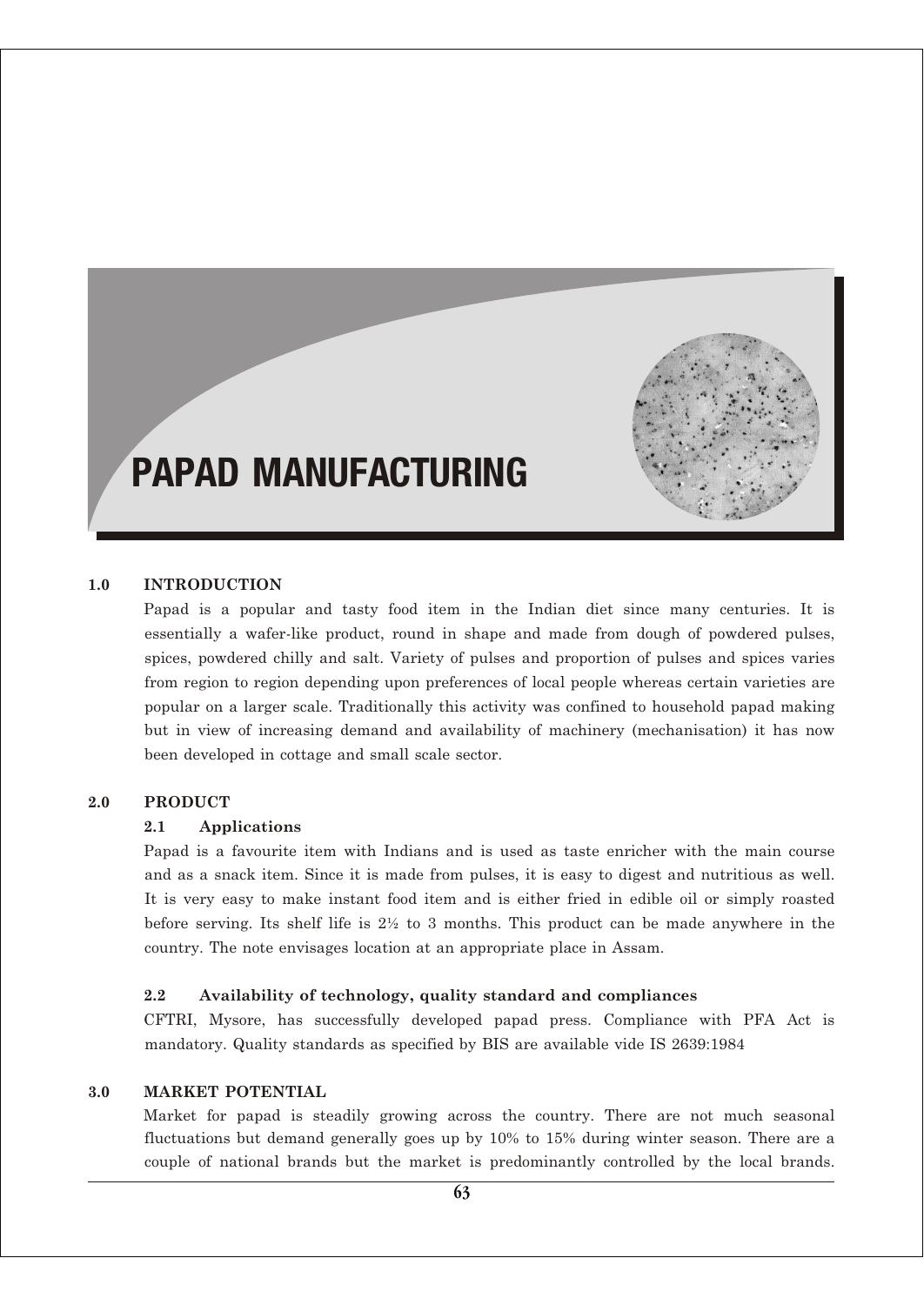# PAPAD MANUFACTURING

## 1.0 INTRODUCTION

Papad is a popular and tasty food item in the Indian diet since many centuries. It is essentially a wafer-like product, round in shape and made from dough of powdered pulses, spices, powdered chilly and salt. Variety of pulses and proportion of pulses and spices varies from region to region depending upon preferences of local people whereas certain varieties are popular on a larger scale. Traditionally this activity was confined to household papad making but in view of increasing demand and availability of machinery (mechanisation) it has now been developed in cottage and small scale sector.

## 2.0 PRODUCT

### 2.1 Applications

Papad is a favourite item with Indians and is used as taste enricher with the main course and as a snack item. Since it is made from pulses, it is easy to digest and nutritious as well. It is very easy to make instant food item and is either fried in edible oil or simply roasted before serving. Its shelf life is 2½ to 3 months. This product can be made anywhere in the country. The note envisages location at an appropriate place in Assam.

### 2.2 Availability of technology, quality standard and compliances

CFTRI, Mysore, has successfully developed papad press. Compliance with PFA Act is mandatory. Quality standards as specified by BIS are available vide IS 2639:1984

## 3.0 MARKET POTENTIAL

Market for papad is steadily growing across the country. There are not much seasonal fluctuations but demand generally goes up by 10% to 15% during winter season. There are a couple of national brands but the market is predominantly controlled by the local brands.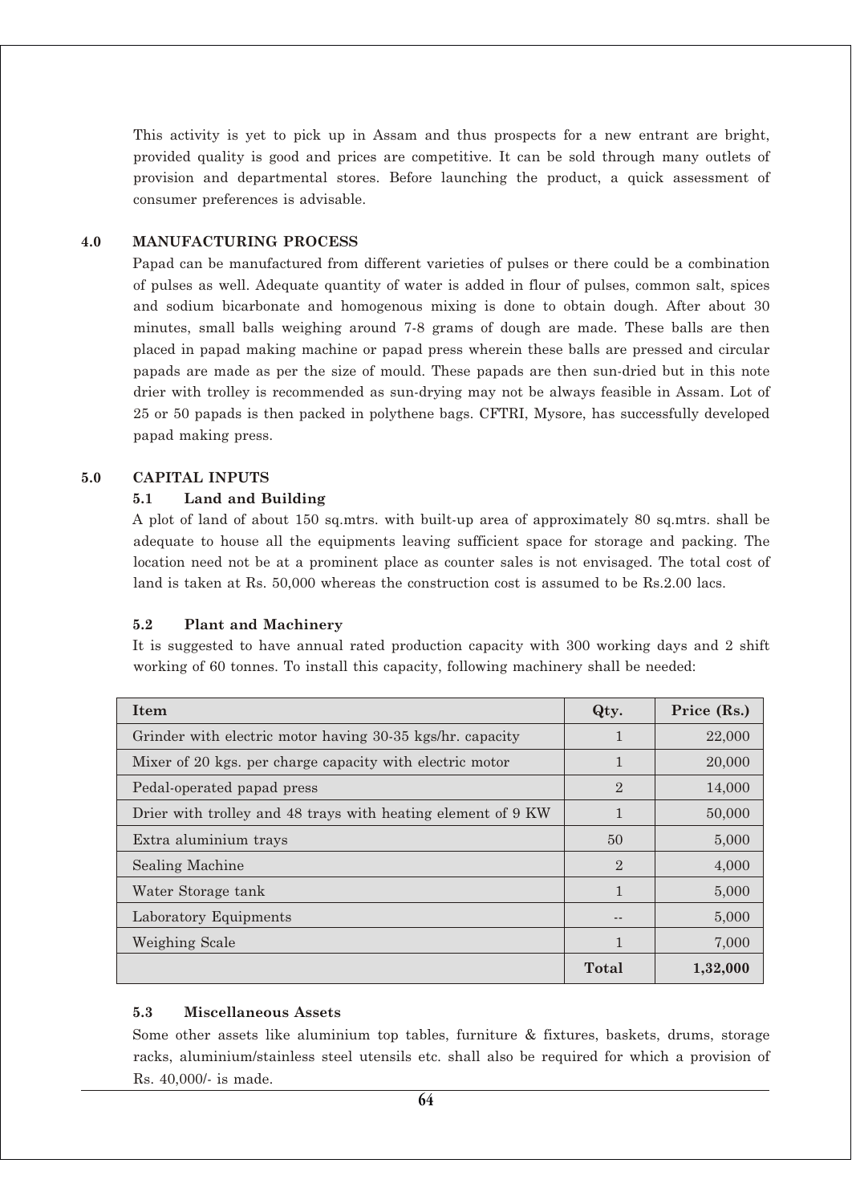This activity is yet to pick up in Assam and thus prospects for a new entrant are bright, provided quality is good and prices are competitive. It can be sold through many outlets of provision and departmental stores. Before launching the product, a quick assessment of consumer preferences is advisable.

## 4.0 MANUFACTURING PROCESS

Papad can be manufactured from different varieties of pulses or there could be a combination of pulses as well. Adequate quantity of water is added in flour of pulses, common salt, spices and sodium bicarbonate and homogenous mixing is done to obtain dough. After about 30 minutes, small balls weighing around 7-8 grams of dough are made. These balls are then placed in papad making machine or papad press wherein these balls are pressed and circular papads are made as per the size of mould. These papads are then sun-dried but in this note drier with trolley is recommended as sun-drying may not be always feasible in Assam. Lot of 25 or 50 papads is then packed in polythene bags. CFTRI, Mysore, has successfully developed papad making press.

## 5.0 CAPITAL INPUTS

### 5.1 Land and Building

A plot of land of about 150 sq.mtrs. with built-up area of approximately 80 sq.mtrs. shall be adequate to house all the equipments leaving sufficient space for storage and packing. The location need not be at a prominent place as counter sales is not envisaged. The total cost of land is taken at Rs. 50,000 whereas the construction cost is assumed to be Rs.2.00 lacs.

### 5.2 Plant and Machinery

It is suggested to have annual rated production capacity with 300 working days and 2 shift working of 60 tonnes. To install this capacity, following machinery shall be needed:

| Item | Qty. | Price (Rs.) |
|---|---|---|
| Grinder with electric motor having 30-35 kgs/hr. capacity | 1 | 22,000 |
| Mixer of 20 kgs. per charge capacity with electric motor | 1 | 20,000 |
| Pedal-operated papad press | 2 | 14,000 |
| Drier with trolley and 48 trays with heating element of 9 KW | 1 | 50,000 |
| Extra aluminium trays | 50 | 5,000 |
| Sealing Machine | 2 | 4,000 |
| Water Storage tank | 1 | 5,000 |
| Laboratory Equipments | -- | 5,000 |
| Weighing Scale | 1 | 7,000 |
| | **Total** | **1,32,000** |

### 5.3 Miscellaneous Assets

Some other assets like aluminium top tables, furniture & fixtures, baskets, drums, storage racks, aluminium/stainless steel utensils etc. shall also be required for which a provision of Rs. 40,000/- is made.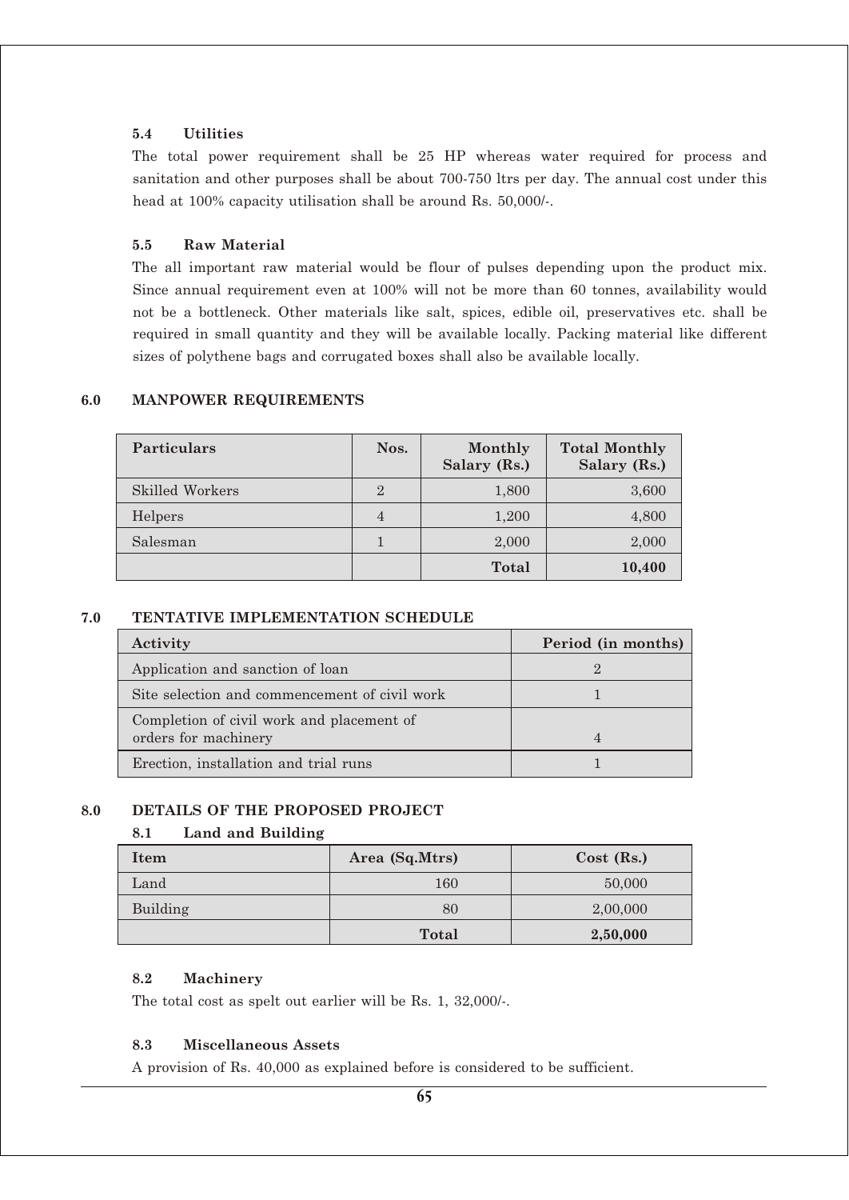### 5.4 Utilities

The total power requirement shall be 25 HP whereas water required for process and sanitation and other purposes shall be about 700-750 ltrs per day. The annual cost under this head at 100% capacity utilisation shall be around Rs. 50,000/-.

### 5.5 Raw Material

The all important raw material would be flour of pulses depending upon the product mix. Since annual requirement even at 100% will not be more than 60 tonnes, availability would not be a bottleneck. Other materials like salt, spices, edible oil, preservatives etc. shall be required in small quantity and they will be available locally. Packing material like different sizes of polythene bags and corrugated boxes shall also be available locally.

## 6.0 MANPOWER REQUIREMENTS

| Particulars | Nos. | Monthly Salary (Rs.) | Total Monthly Salary (Rs.) |
|---|---|---|---|
| Skilled Workers | 2 | 1,800 | 3,600 |
| Helpers | 4 | 1,200 | 4,800 |
| Salesman | 1 | 2,000 | 2,000 |
| | | **Total** | **10,400** |

## 7.0 TENTATIVE IMPLEMENTATION SCHEDULE

| Activity | Period (in months) |
|---|---|
| Application and sanction of loan | 2 |
| Site selection and commencement of civil work | 1 |
| Completion of civil work and placement of orders for machinery | 4 |
| Erection, installation and trial runs | 1 |

## 8.0 DETAILS OF THE PROPOSED PROJECT

### 8.1 Land and Building

| Item | Area (Sq.Mtrs) | Cost (Rs.) |
|---|---|---|
| Land | 160 | 50,000 |
| Building | 80 | 2,00,000 |
| | **Total** | **2,50,000** |

### 8.2 Machinery

The total cost as spelt out earlier will be Rs. 1, 32,000/-.

### 8.3 Miscellaneous Assets

A provision of Rs. 40,000 as explained before is considered to be sufficient.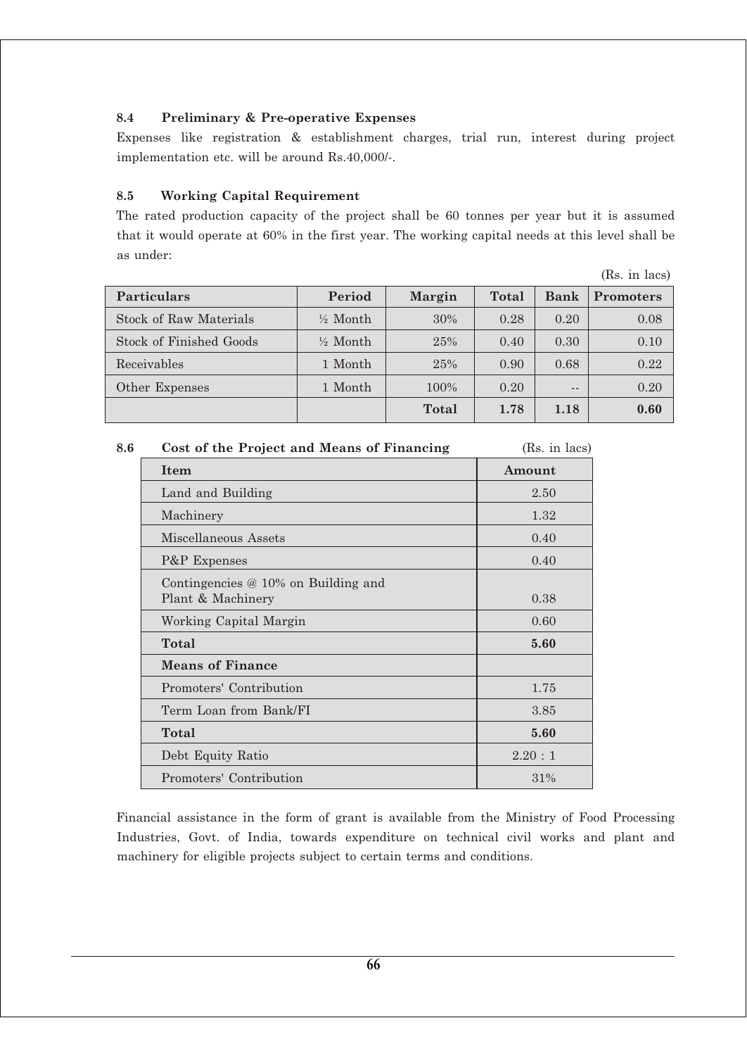### 8.4 Preliminary & Pre-operative Expenses

Expenses like registration & establishment charges, trial run, interest during project implementation etc. will be around Rs.40,000/-.

### 8.5 Working Capital Requirement

The rated production capacity of the project shall be 60 tonnes per year but it is assumed that it would operate at 60% in the first year. The working capital needs at this level shall be as under:

(Rs. in lacs)

| Particulars | Period | Margin | Total | Bank | Promoters |
|---|---|---|---|---|---|
| Stock of Raw Materials | ½ Month | 30% | 0.28 | 0.20 | 0.08 |
| Stock of Finished Goods | ½ Month | 25% | 0.40 | 0.30 | 0.10 |
| Receivables | 1 Month | 25% | 0.90 | 0.68 | 0.22 |
| Other Expenses | 1 Month | 100% | 0.20 | -- | 0.20 |
| | | **Total** | **1.78** | **1.18** | **0.60** |

### 8.6 Cost of the Project and Means of Financing

(Rs. in lacs)

| Item | Amount |
|---|---|
| Land and Building | 2.50 |
| Machinery | 1.32 |
| Miscellaneous Assets | 0.40 |
| P&P Expenses | 0.40 |
| Contingencies @ 10% on Building and Plant & Machinery | 0.38 |
| Working Capital Margin | 0.60 |
| **Total** | **5.60** |
| **Means of Finance** | |
| Promoters' Contribution | 1.75 |
| Term Loan from Bank/FI | 3.85 |
| **Total** | **5.60** |
| Debt Equity Ratio | 2.20 : 1 |
| Promoters' Contribution | 31% |

Financial assistance in the form of grant is available from the Ministry of Food Processing Industries, Govt. of India, towards expenditure on technical civil works and plant and machinery for eligible projects subject to certain terms and conditions.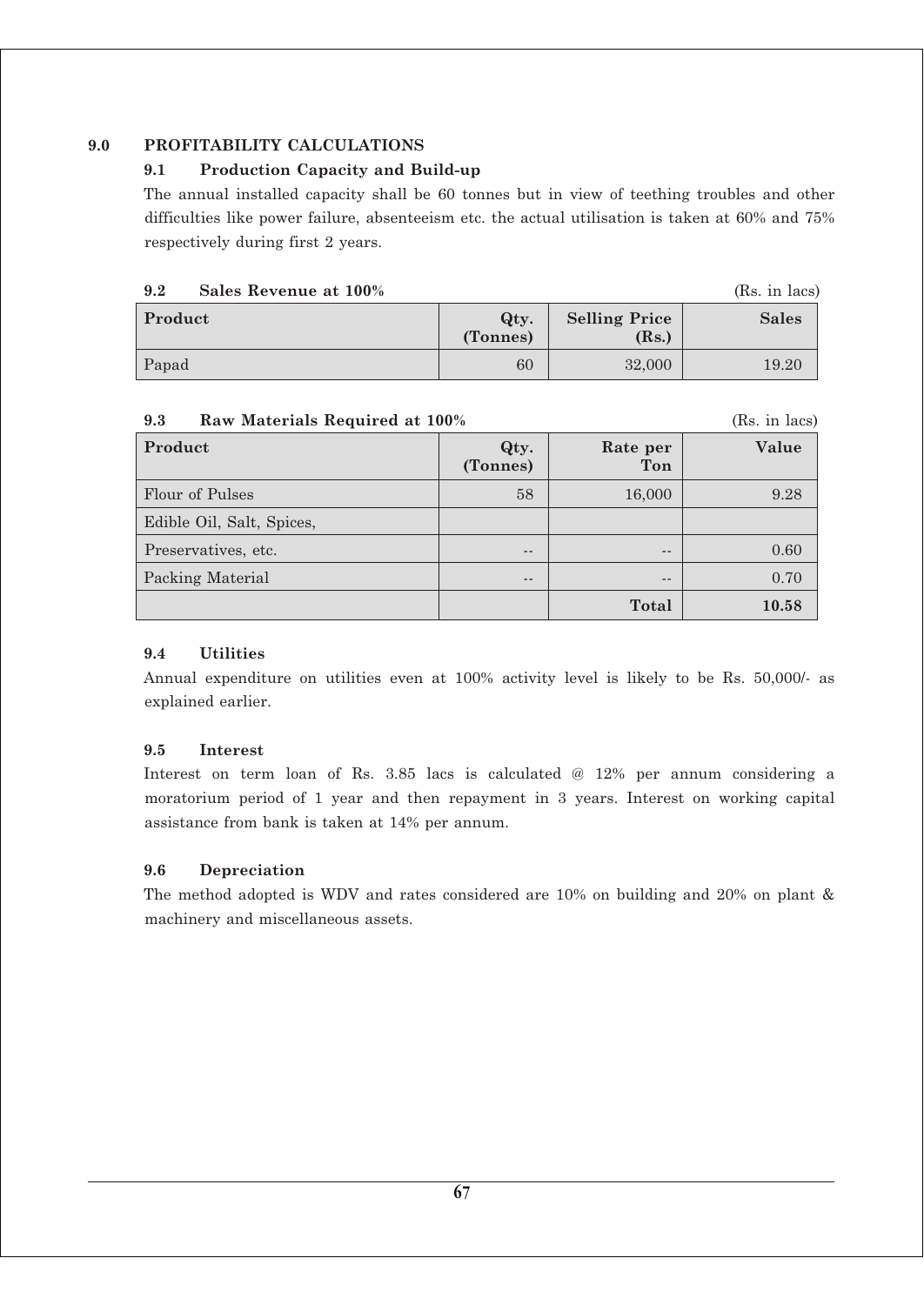## 9.0 PROFITABILITY CALCULATIONS

### 9.1 Production Capacity and Build-up

The annual installed capacity shall be 60 tonnes but in view of teething troubles and other difficulties like power failure, absenteeism etc. the actual utilisation is taken at 60% and 75% respectively during first 2 years.

### 9.2 Sales Revenue at 100%

(Rs. in lacs)

| Product | Qty. (Tonnes) | Selling Price (Rs.) | Sales |
|---|---|---|---|
| Papad | 60 | 32,000 | 19.20 |

### 9.3 Raw Materials Required at 100%

(Rs. in lacs)

| Product | Qty. (Tonnes) | Rate per Ton | Value |
|---|---|---|---|
| Flour of Pulses | 58 | 16,000 | 9.28 |
| Edible Oil, Salt, Spices, | | | |
| Preservatives, etc. | -- | -- | 0.60 |
| Packing Material | -- | -- | 0.70 |
| | | **Total** | **10.58** |

### 9.4 Utilities

Annual expenditure on utilities even at 100% activity level is likely to be Rs. 50,000/- as explained earlier.

### 9.5 Interest

Interest on term loan of Rs. 3.85 lacs is calculated @ 12% per annum considering a moratorium period of 1 year and then repayment in 3 years. Interest on working capital assistance from bank is taken at 14% per annum.

### 9.6 Depreciation

The method adopted is WDV and rates considered are 10% on building and 20% on plant & machinery and miscellaneous assets.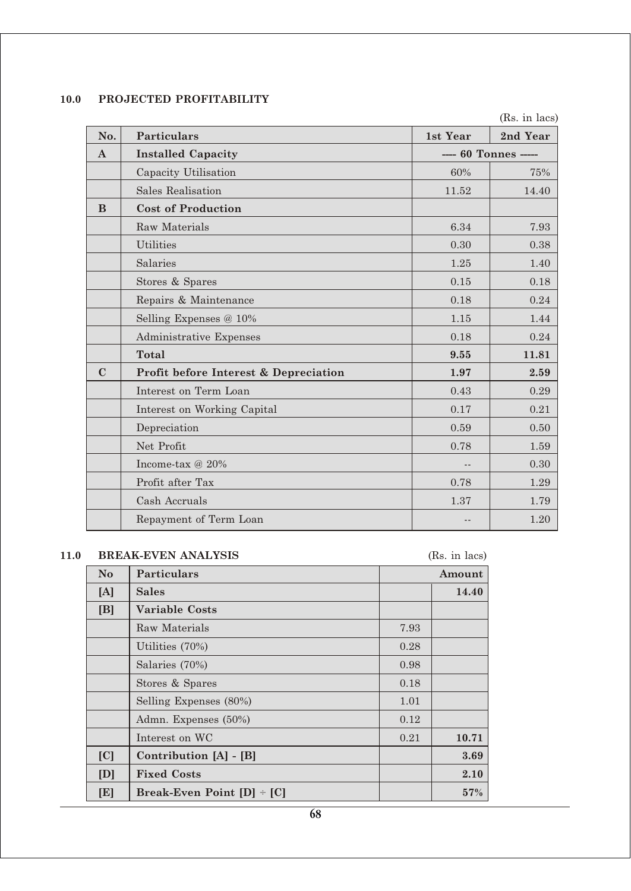## 10.0 PROJECTED PROFITABILITY

(Rs. in lacs)

| No. | Particulars | 1st Year | 2nd Year |
|---|---|---|---|
| **A** | **Installed Capacity** | ---- 60 Tonnes ----- | |
| | Capacity Utilisation | 60% | 75% |
| | Sales Realisation | 11.52 | 14.40 |
| **B** | **Cost of Production** | | |
| | Raw Materials | 6.34 | 7.93 |
| | Utilities | 0.30 | 0.38 |
| | Salaries | 1.25 | 1.40 |
| | Stores & Spares | 0.15 | 0.18 |
| | Repairs & Maintenance | 0.18 | 0.24 |
| | Selling Expenses @ 10% | 1.15 | 1.44 |
| | Administrative Expenses | 0.18 | 0.24 |
| | **Total** | **9.55** | **11.81** |
| **C** | **Profit before Interest & Depreciation** | **1.97** | **2.59** |
| | Interest on Term Loan | 0.43 | 0.29 |
| | Interest on Working Capital | 0.17 | 0.21 |
| | Depreciation | 0.59 | 0.50 |
| | Net Profit | 0.78 | 1.59 |
| | Income-tax @ 20% | -- | 0.30 |
| | Profit after Tax | 0.78 | 1.29 |
| | Cash Accruals | 1.37 | 1.79 |
| | Repayment of Term Loan | -- | 1.20 |

## 11.0 BREAK-EVEN ANALYSIS

(Rs. in lacs)

| No | Particulars | Amount | |
|---|---|---|---|
| **[A]** | **Sales** | | **14.40** |
| **[B]** | **Variable Costs** | | |
| | Raw Materials | 7.93 | |
| | Utilities (70%) | 0.28 | |
| | Salaries (70%) | 0.98 | |
| | Stores & Spares | 0.18 | |
| | Selling Expenses (80%) | 1.01 | |
| | Admn. Expenses (50%) | 0.12 | |
| | Interest on WC | 0.21 | **10.71** |
| **[C]** | **Contribution [A] - [B]** | | **3.69** |
| **[D]** | **Fixed Costs** | | **2.10** |
| **[E]** | **Break-Even Point [D] ÷ [C]** | | **57%** |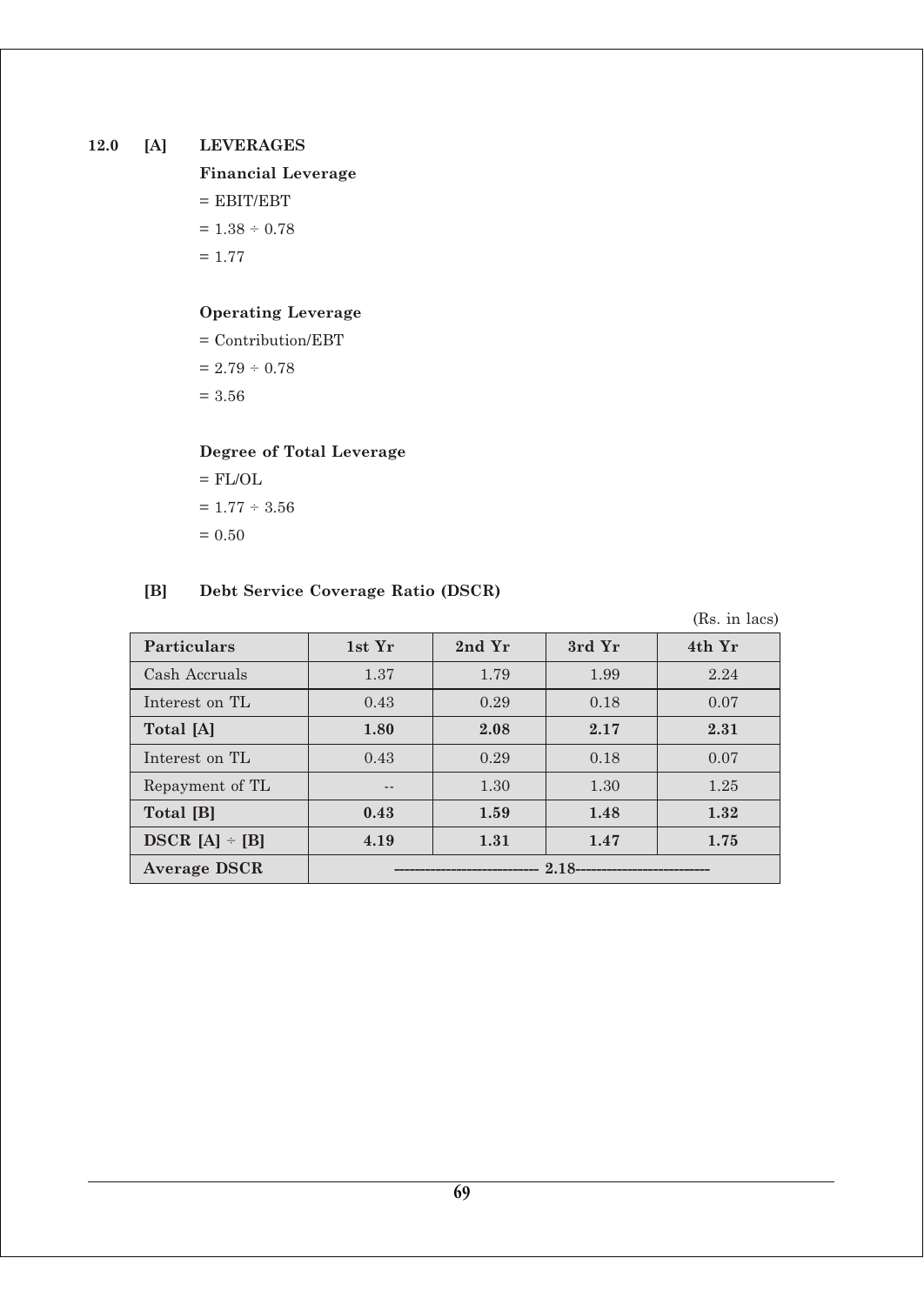## 12.0 [A] LEVERAGES

**Financial Leverage**

= EBIT/EBT

= 1.38 ÷ 0.78

= 1.77

**Operating Leverage**

= Contribution/EBT

= 2.79 ÷ 0.78

= 3.56

**Degree of Total Leverage**

= FL/OL

= 1.77 ÷ 3.56

= 0.50

## [B] Debt Service Coverage Ratio (DSCR)

(Rs. in lacs)

| Particulars | 1st Yr | 2nd Yr | 3rd Yr | 4th Yr |
|---|---|---|---|---|
| Cash Accruals | 1.37 | 1.79 | 1.99 | 2.24 |
| Interest on TL | 0.43 | 0.29 | 0.18 | 0.07 |
| **Total [A]** | **1.80** | **2.08** | **2.17** | **2.31** |
| Interest on TL | 0.43 | 0.29 | 0.18 | 0.07 |
| Repayment of TL | -- | 1.30 | 1.30 | 1.25 |
| **Total [B]** | **0.43** | **1.59** | **1.48** | **1.32** |
| **DSCR [A] ÷ [B]** | **4.19** | **1.31** | **1.47** | **1.75** |
| **Average DSCR** | **2.18** | | | |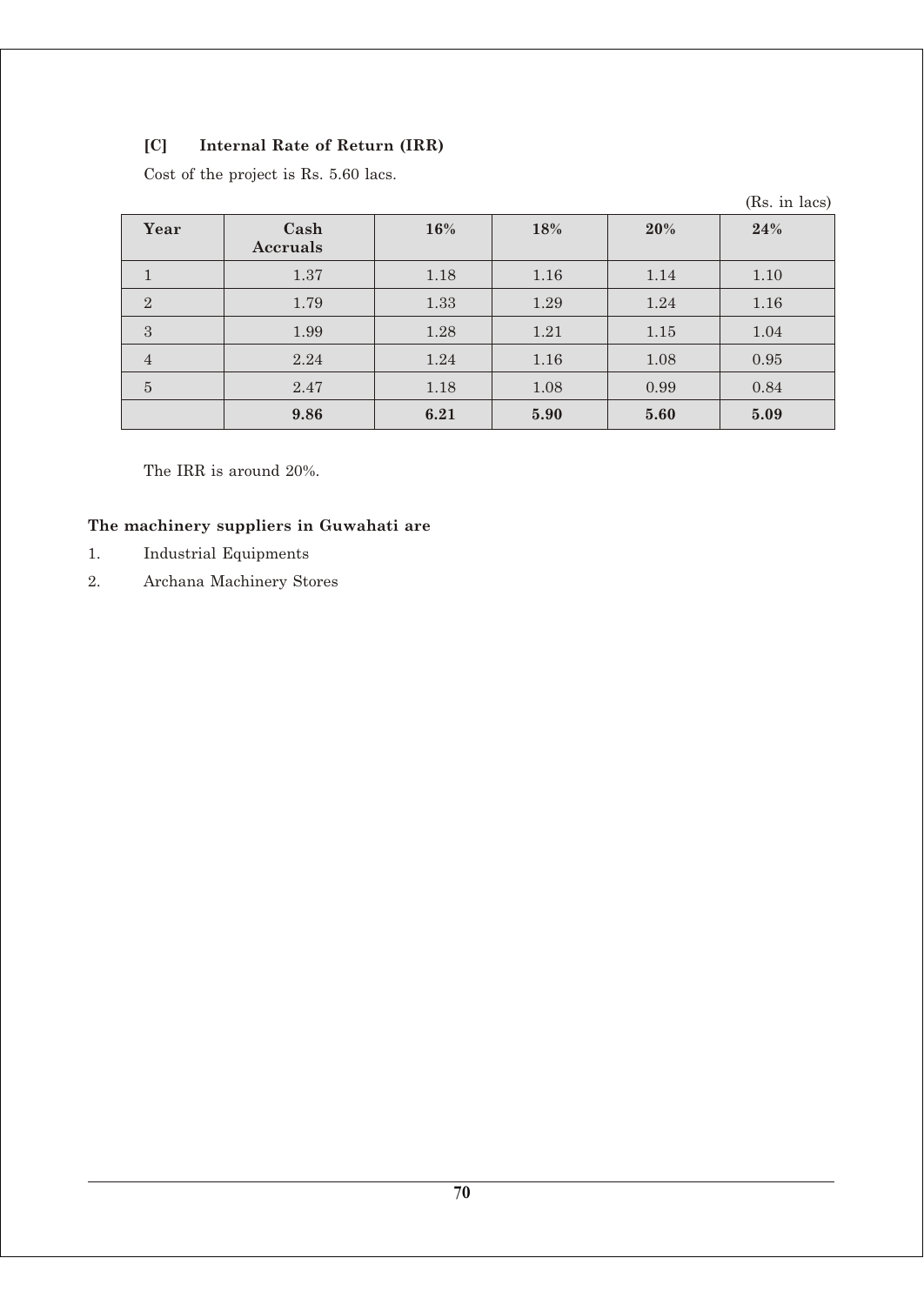### [C] Internal Rate of Return (IRR)

Cost of the project is Rs. 5.60 lacs.

(Rs. in lacs)

| Year | Cash Accruals | 16% | 18% | 20% | 24% |
|---|---|---|---|---|---|
| 1 | 1.37 | 1.18 | 1.16 | 1.14 | 1.10 |
| 2 | 1.79 | 1.33 | 1.29 | 1.24 | 1.16 |
| 3 | 1.99 | 1.28 | 1.21 | 1.15 | 1.04 |
| 4 | 2.24 | 1.24 | 1.16 | 1.08 | 0.95 |
| 5 | 2.47 | 1.18 | 1.08 | 0.99 | 0.84 |
| | **9.86** | **6.21** | **5.90** | **5.60** | **5.09** |

The IRR is around 20%.

**The machinery suppliers in Guwahati are**

1. Industrial Equipments
2. Archana Machinery Stores